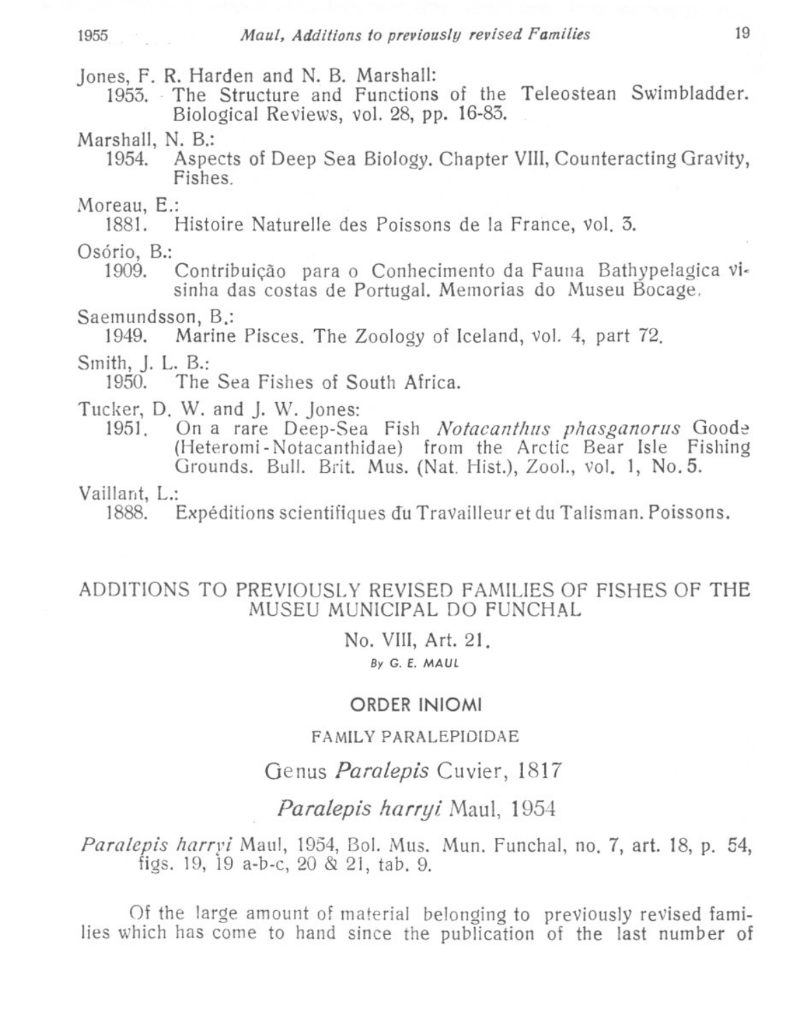Jones, F. R. Harden and N. B. Marshall:
1953. The Structure and Functions of the Teleostean Swimbladder. Biological Reviews, vol. 28, pp. 16-83.

Marshall, N. B.:
1954. Aspects of Deep Sea Biology. Chapter VIII, Counteracting Gravity, Fishes.

Moreau, E.:
1881. Histoire Naturelle des Poissons de la France, vol. 3.

Osório, B.:
1909. Contribuição para o Conhecimento da Fauna Bathypelagica visinha das costas de Portugal. Memorias do Museu Bocage.

Saemundsson, B.:
1949. Marine Pisces. The Zoology of Iceland, vol. 4, part 72.

Smith, J. L. B.:
1950. The Sea Fishes of South Africa.

Tucker, D. W. and J. W. Jones:
1951. On a rare Deep-Sea Fish *Notacanthus phasganorus* Goode (Heteromi-Notacanthidae) from the Arctic Bear Isle Fishing Grounds. Bull. Brit. Mus. (Nat. Hist.), Zool., vol. 1, No. 5.

Vaillant, L.:
1888. Expéditions scientifiques du Travailleur et du Talisman. Poissons.

# ADDITIONS TO PREVIOUSLY REVISED FAMILIES OF FISHES OF THE MUSEU MUNICIPAL DO FUNCHAL

No. VIII, Art. 21.

By G. E. MAUL

## ORDER INIOMI

### FAMILY PARALEPIDIDAE

### Genus *Paralepis* Cuvier, 1817

### *Paralepis harryi* Maul, 1954

*Paralepis harryi* Maul, 1954, Bol. Mus. Mun. Funchal, no. 7, art. 18, p. 54, figs. 19, 19 a-b-c, 20 & 21, tab. 9.

Of the large amount of material belonging to previously revised families which has come to hand since the publication of the last number of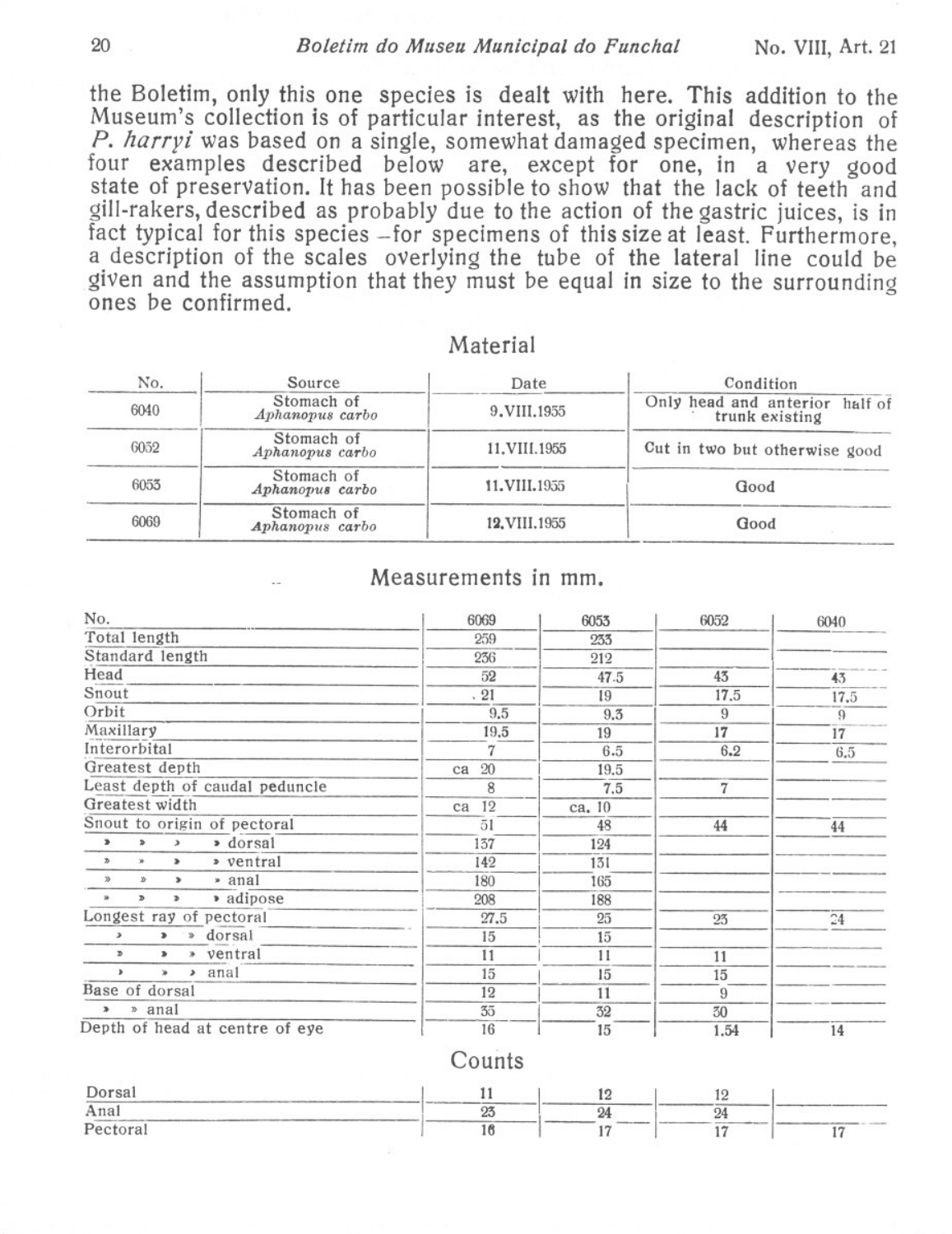the Boletim, only this one species is dealt with here. This addition to the Museum's collection is of particular interest, as the original description of *P. harryi* was based on a single, somewhat damaged specimen, whereas the four examples described below are, except for one, in a very good state of preservation. It has been possible to show that the lack of teeth and gill-rakers, described as probably due to the action of the gastric juices, is in fact typical for this species – for specimens of this size at least. Furthermore, a description of the scales overlying the tube of the lateral line could be given and the assumption that they must be equal in size to the surrounding ones be confirmed.

## Material

| No. | Source | Date | Condition |
|---|---|---|---|
| 6040 | Stomach of *Aphanopus carbo* | 9.VIII.1955 | Only head and anterior half of trunk existing |
| 6052 | Stomach of *Aphanopus carbo* | 11.VIII.1955 | Cut in two but otherwise good |
| 6053 | Stomach of *Aphanopus carbo* | 11.VIII.1955 | Good |
| 6069 | Stomach of *Aphanopus carbo* | 12.VIII.1955 | Good |

## Measurements in mm.

| No. | 6069 | 6053 | 6052 | 6040 |
|---|---|---|---|---|
| Total length | 259 | 233 | | |
| Standard length | 236 | 212 | | |
| Head | 52 | 47.5 | 43 | 43 |
| Snout | 21 | 19 | 17.5 | 17.5 |
| Orbit | 9.5 | 9.3 | 9 | 9 |
| Maxillary | 19.5 | 19 | 17 | 17 |
| Interorbital | 7 | 6.5 | 6.2 | 6.5 |
| Greatest depth | ca 20 | 19.5 | | |
| Least depth of caudal peduncle | 8 | 7.5 | 7 | |
| Greatest width | ca 12 | ca. 10 | | |
| Snout to origin of pectoral | 51 | 48 | 44 | 44 |
| » » » dorsal | 137 | 124 | | |
| » » » ventral | 142 | 131 | | |
| » » » anal | 180 | 165 | | |
| » » » adipose | 208 | 188 | | |
| Longest ray of pectoral | 27.5 | 25 | 23 | 24 |
| » » » dorsal | 15 | 15 | | |
| » » » ventral | 11 | 11 | 11 | |
| » » » anal | 15 | 15 | 15 | |
| Base of dorsal | 12 | 11 | 9 | |
| » » anal | 35 | 32 | 30 | |
| Depth of head at centre of eye | 16 | 15 | 1.54 | 14 |

## Counts

| | 6069 | 6053 | 6052 | 6040 |
|---|---|---|---|---|
| Dorsal | 11 | 12 | 12 | |
| Anal | 25 | 24 | 24 | |
| Pectoral | 16 | 17 | 17 | 17 |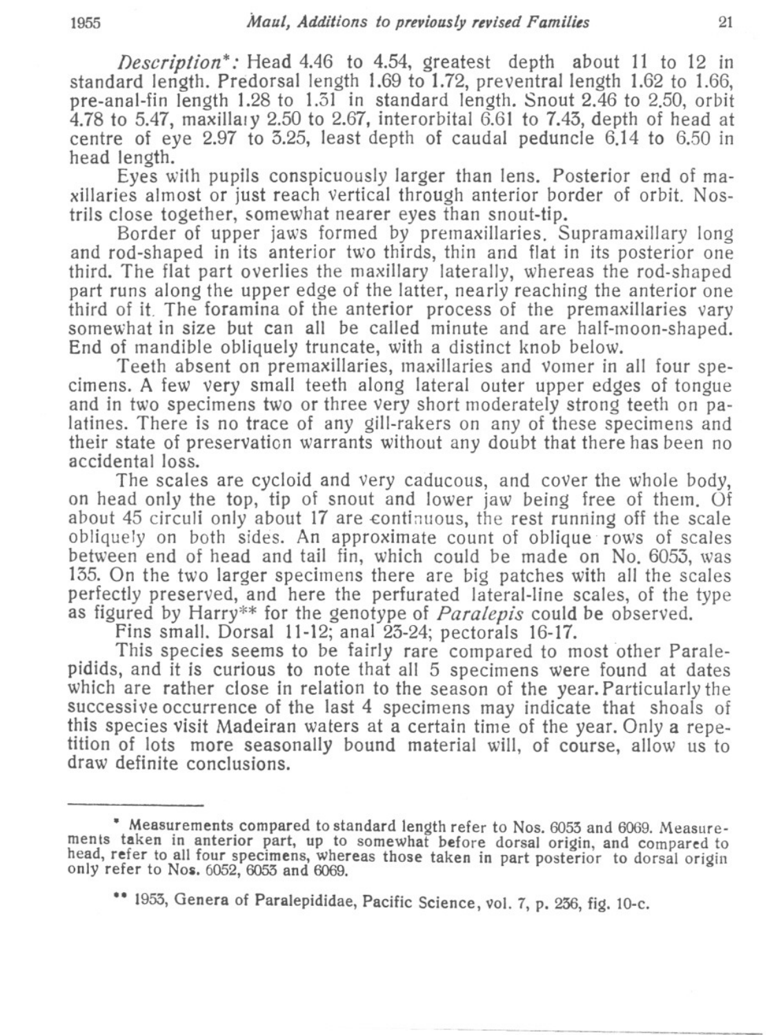*Description*\*: Head 4.46 to 4.54, greatest depth about 11 to 12 in standard length. Predorsal length 1.69 to 1.72, preventral length 1.62 to 1.66, pre-anal-fin length 1.28 to 1.31 in standard length. Snout 2.46 to 2.50, orbit 4.78 to 5.47, maxillary 2.50 to 2.67, interorbital 6.61 to 7.43, depth of head at centre of eye 2.97 to 3.25, least depth of caudal peduncle 6.14 to 6.50 in head length.

Eyes with pupils conspicuously larger than lens. Posterior end of maxillaries almost or just reach vertical through anterior border of orbit. Nostrils close together, somewhat nearer eyes than snout-tip.

Border of upper jaws formed by premaxillaries. Supramaxillary long and rod-shaped in its anterior two thirds, thin and flat in its posterior one third. The flat part overlies the maxillary laterally, whereas the rod-shaped part runs along the upper edge of the latter, nearly reaching the anterior one third of it. The foramina of the anterior process of the premaxillaries vary somewhat in size but can all be called minute and are half-moon-shaped. End of mandible obliquely truncate, with a distinct knob below.

Teeth absent on premaxillaries, maxillaries and vomer in all four specimens. A few very small teeth along lateral outer upper edges of tongue and in two specimens two or three very short moderately strong teeth on palatines. There is no trace of any gill-rakers on any of these specimens and their state of preservation warrants without any doubt that there has been no accidental loss.

The scales are cycloid and very caducous, and cover the whole body, on head only the top, tip of snout and lower jaw being free of them. Of about 45 circuli only about 17 are continuous, the rest running off the scale obliquely on both sides. An approximate count of oblique rows of scales between end of head and tail fin, which could be made on No. 6053, was 135. On the two larger specimens there are big patches with all the scales perfectly preserved, and here the perfurated lateral-line scales, of the type as figured by Harry\*\* for the genotype of *Paralepis* could be observed.

Fins small. Dorsal 11-12; anal 23-24; pectorals 16-17.

This species seems to be fairly rare compared to most other Paralepidids, and it is curious to note that all 5 specimens were found at dates which are rather close in relation to the season of the year. Particularly the successive occurrence of the last 4 specimens may indicate that shoals of this species visit Madeiran waters at a certain time of the year. Only a repetition of lots more seasonally bound material will, of course, allow us to draw definite conclusions.

---

\* Measurements compared to standard length refer to Nos. 6053 and 6069. Measurements taken in anterior part, up to somewhat before dorsal origin, and compared to head, refer to all four specimens, whereas those taken in part posterior to dorsal origin only refer to Nos. 6052, 6053 and 6069.

\*\* 1953, Genera of Paralepididae, Pacific Science, vol. 7, p. 236, fig. 10-c.